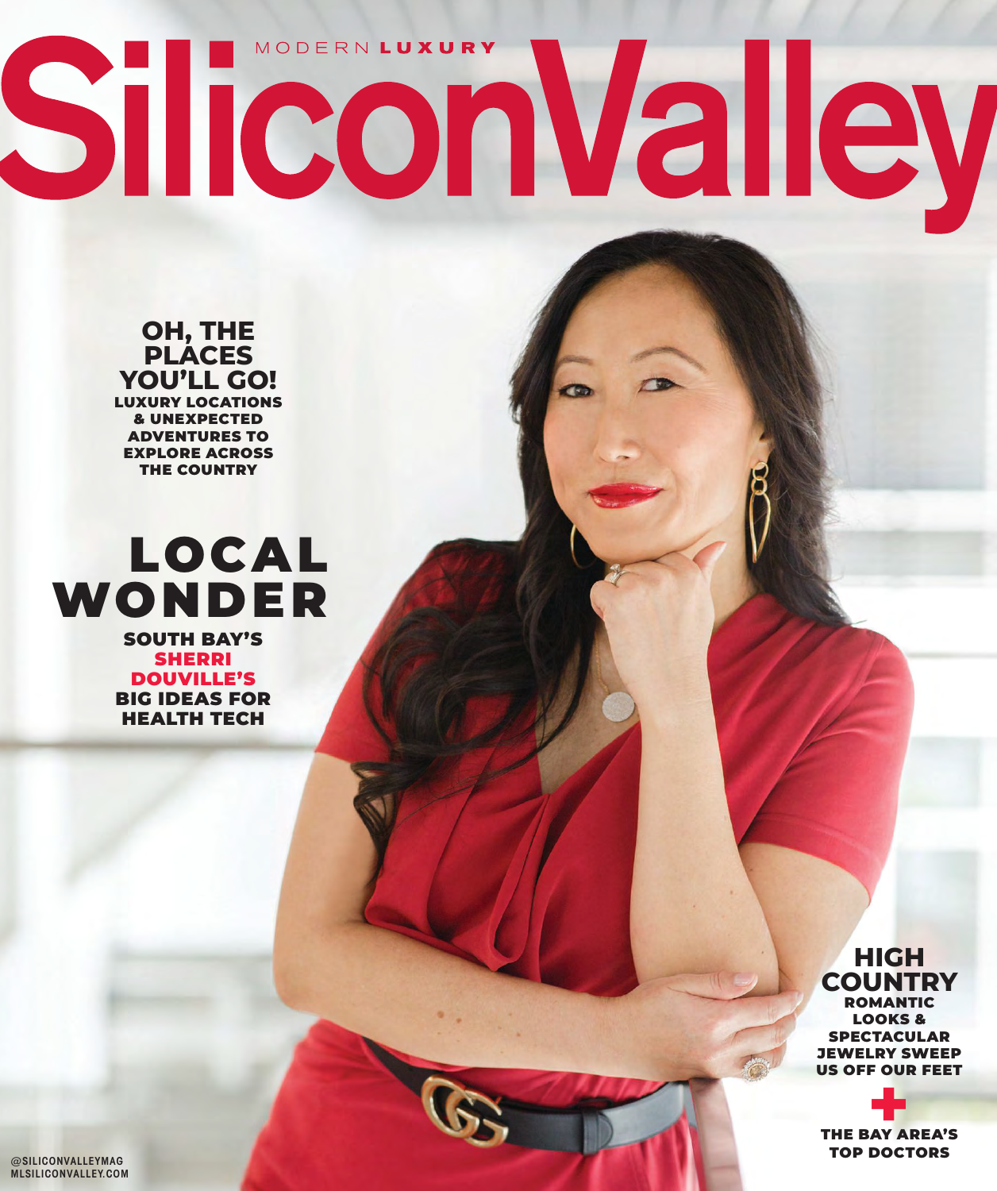MODERN **LUXURY**

# Silicon Valley

## OH, THE PLACES YOU'LL GO!

**LUXURY LOCATIONS & UNEXPECTED ADVENTURES TO EXPLORE ACROSS THE COUNTRY**

## LOCAL WONDER

**SOUTH BAY'S SHERRI DOUVILLE'S BIG IDEAS FOR HEALTH TECH**

## HIGH COUNTRY

**ROMANTIC LOOKS & SPECTACULAR JEWELRY SWEEP US OFF OUR FEET**

**+**

**THE BAY AREA'S TOP DOCTORS**

@SILICONVALLEYMAG
MLSILICONVALLEY.COM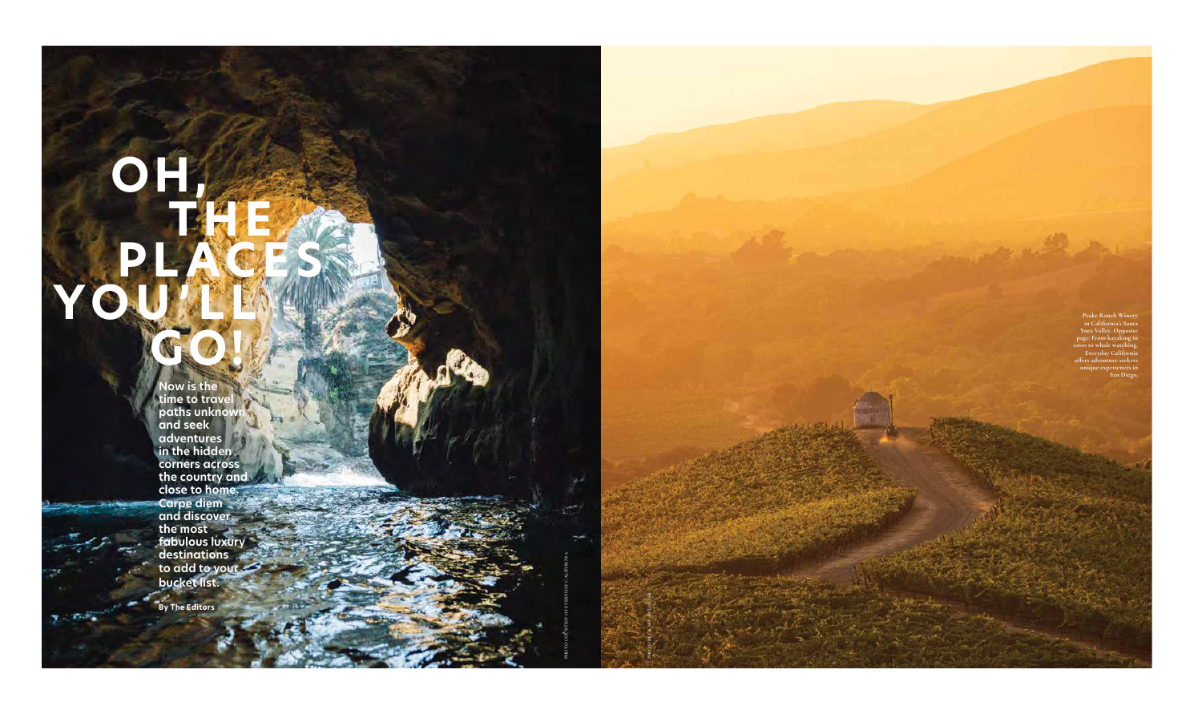# OH, THE PLACES YOU'LL GO!

**Now is the time to travel paths unknown and seek adventures in the hidden corners across the country and close to home. Carpe diem and discover the most fabulous luxury destinations to add to your bucket list.**

**By The Editors**

PHOTO COURTESY OF EVERYDAY CALIFORNIA

Peake Ranch Winery in California's Santa Ynez Valley. Opposite page: From kayaking in caves to whale watching, Everyday California offers adventure seekers unique experiences in San Diego.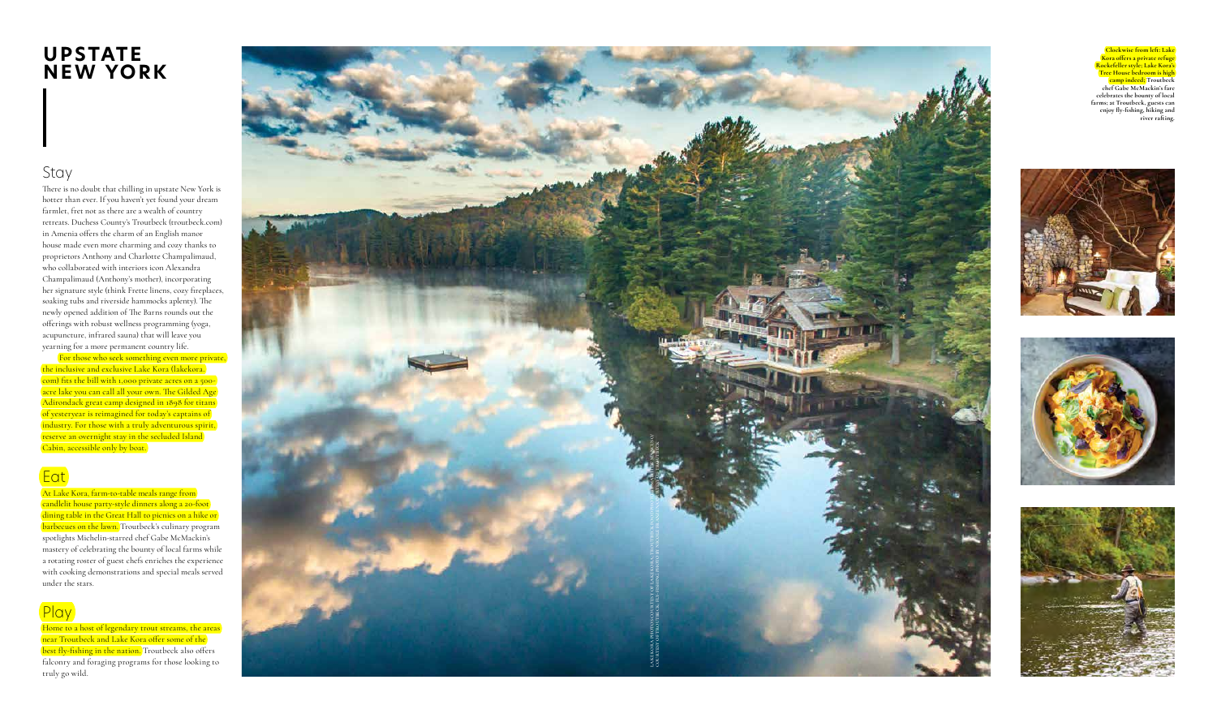# UPSTATE NEW YORK

## Stay

There is no doubt that chilling in upstate New York is hotter than ever. If you haven't yet found your dream farmlet, fret not as there are a wealth of country retreats. Duchess County's Troutbeck (troutbeck.com) in Amenia offers the charm of an English manor house made even more charming and cozy thanks to proprietors Anthony and Charlotte Champalimaud, who collaborated with interiors icon Alexandra Champalimaud (Anthony's mother), incorporating her signature style (think Frette linens, cozy fireplaces, soaking tubs and riverside hammocks aplenty). The newly opened addition of The Barns rounds out the offerings with robust wellness programming (yoga, acupuncture, infrared sauna) that will leave you yearning for a more permanent country life.

For those who seek something even more private, the inclusive and exclusive Lake Kora (lakekora.com) fits the bill with 1,000 private acres on a 500-acre lake you can call all your own. The Gilded Age Adirondack great camp designed in 1898 for titans of yesteryear is reimagined for today's captains of industry. For those with a truly adventurous spirit, reserve an overnight stay in the secluded Island Cabin, accessible only by boat.

## Eat

At Lake Kora, farm-to-table meals range from candlelit house party-style dinners along a 20-foot dining table in the Great Hall to picnics on a hike or barbecues on the lawn. Troutbeck's culinary program spotlights Michelin-starred chef Gabe McMackin's mastery of celebrating the bounty of local farms while a rotating roster of guest chefs enriches the experience with cooking demonstrations and special meals served under the stars.

## Play

Home to a host of legendary trout streams, the areas near Troutbeck and Lake Kora offer some of the best fly-fishing in the nation. Troutbeck also offers falconry and foraging programs for those looking to truly go wild.

**Clockwise from left: Lake Kora offers a private refuge Rockefeller style; Lake Kora's Tree House bedroom is high camp indeed; Troutbeck chef Gabe McMackin's fare celebrates the bounty of local farms; at Troutbeck, guests can enjoy fly-fishing, hiking and river rafting.**